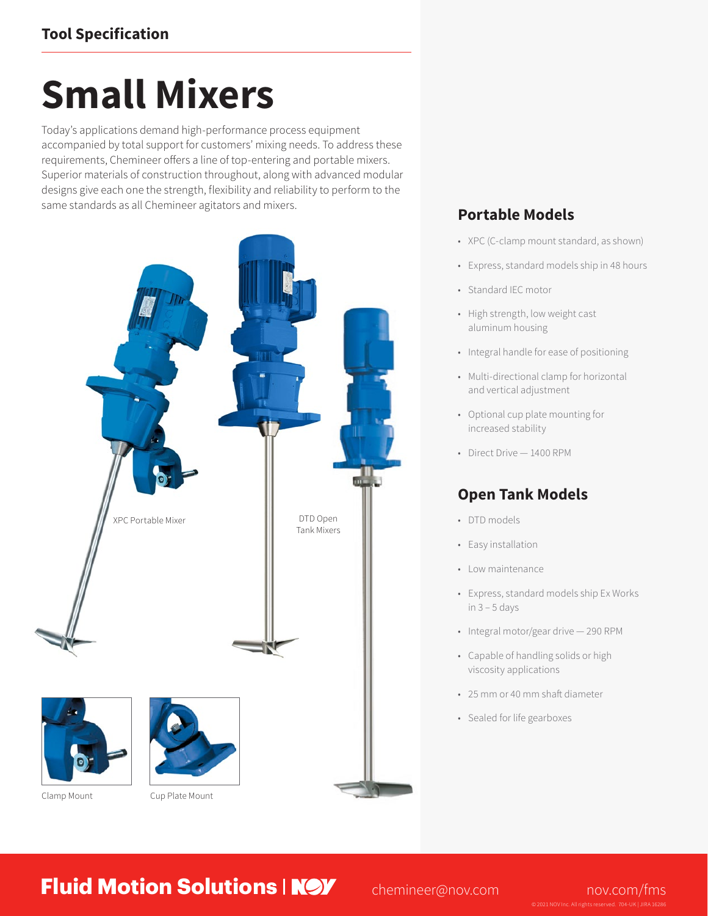Tool Specification

# Small Mixers

Today's applications demand high-performance process equipment accompanied by total support for customers' mixing needs. To address these requirements, Chemineer offers a line of top-entering and portable mixers. Superior materials of construction throughout, along with advanced modular designs give each one the strength, flexibility and reliability to perform to the same standards as all Chemineer agitators and mixers.

XPC Portable Mixer

DTD Open Tank Mixers

Clamp Mount

Cup Plate Mount

## Portable Models

- XPC (C-clamp mount standard, as shown)
- Express, standard models ship in 48 hours
- Standard IEC motor
- High strength, low weight cast aluminum housing
- Integral handle for ease of positioning
- Multi-directional clamp for horizontal and vertical adjustment
- Optional cup plate mounting for increased stability
- Direct Drive — 1400 RPM

## Open Tank Models

- DTD models
- Easy installation
- Low maintenance
- Express, standard models ship Ex Works in 3 – 5 days
- Integral motor/gear drive — 290 RPM
- Capable of handling solids or high viscosity applications
- 25 mm or 40 mm shaft diameter
- Sealed for life gearboxes

**Fluid Motion Solutions | NOV** chemineer@nov.com nov.com/fms

© 2021 NOV Inc. All rights reserved. 704-UK | JIRA 16286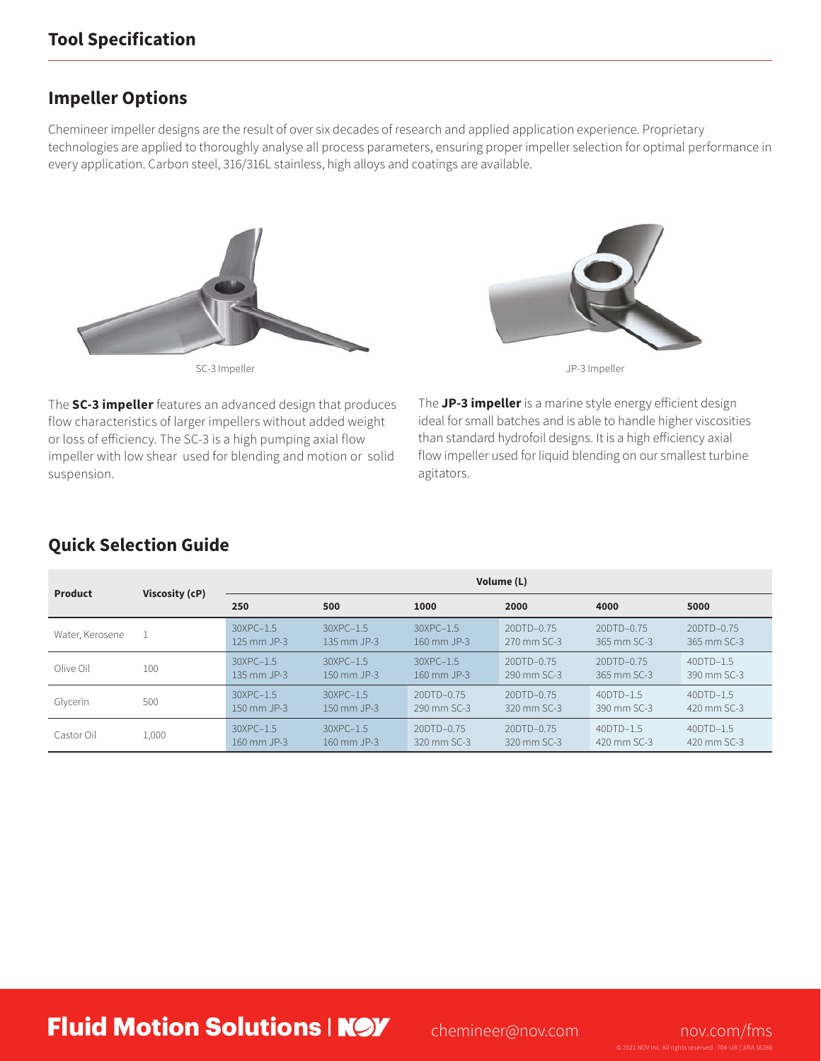## Tool Specification

### Impeller Options

Chemineer impeller designs are the result of over six decades of research and applied application experience. Proprietary technologies are applied to thoroughly analyse all process parameters, ensuring proper impeller selection for optimal performance in every application. Carbon steel, 316/316L stainless, high alloys and coatings are available.

SC-3 Impeller

JP-3 Impeller

The **SC-3 impeller** features an advanced design that produces flow characteristics of larger impellers without added weight or loss of efficiency. The SC-3 is a high pumping axial flow impeller with low shear used for blending and motion or solid suspension.

The **JP-3 impeller** is a marine style energy efficient design ideal for small batches and is able to handle higher viscosities than standard hydrofoil designs. It is a high efficiency axial flow impeller used for liquid blending on our smallest turbine agitators.

### Quick Selection Guide

| Product | Viscosity (cP) | Volume (L) | | | | | |
|---|---|---|---|---|---|---|---|
| | | 250 | 500 | 1000 | 2000 | 4000 | 5000 |
| Water, Kerosene | 1 | 30XPC–1.5 125 mm JP-3 | 30XPC–1.5 135 mm JP-3 | 30XPC–1.5 160 mm JP-3 | 20DTD–0.75 270 mm SC-3 | 20DTD–0.75 365 mm SC-3 | 20DTD–0.75 365 mm SC-3 |
| Olive Oil | 100 | 30XPC–1.5 135 mm JP-3 | 30XPC–1.5 150 mm JP-3 | 30XPC–1.5 160 mm JP-3 | 20DTD–0.75 290 mm SC-3 | 20DTD–0.75 365 mm SC-3 | 40DTD–1.5 390 mm SC-3 |
| Glycerin | 500 | 30XPC–1.5 150 mm JP-3 | 30XPC–1.5 150 mm JP-3 | 20DTD–0.75 290 mm SC-3 | 20DTD–0.75 320 mm SC-3 | 40DTD–1.5 390 mm SC-3 | 40DTD–1.5 420 mm SC-3 |
| Castor Oil | 1,000 | 30XPC–1.5 160 mm JP-3 | 30XPC–1.5 160 mm JP-3 | 20DTD–0.75 320 mm SC-3 | 20DTD–0.75 320 mm SC-3 | 40DTD–1.5 420 mm SC-3 | 40DTD–1.5 420 mm SC-3 |

**Fluid Motion Solutions | NOV** chemineer@nov.com nov.com/fms

© 2021 NOV Inc. All rights reserved. 704-UK | JIRA 16286